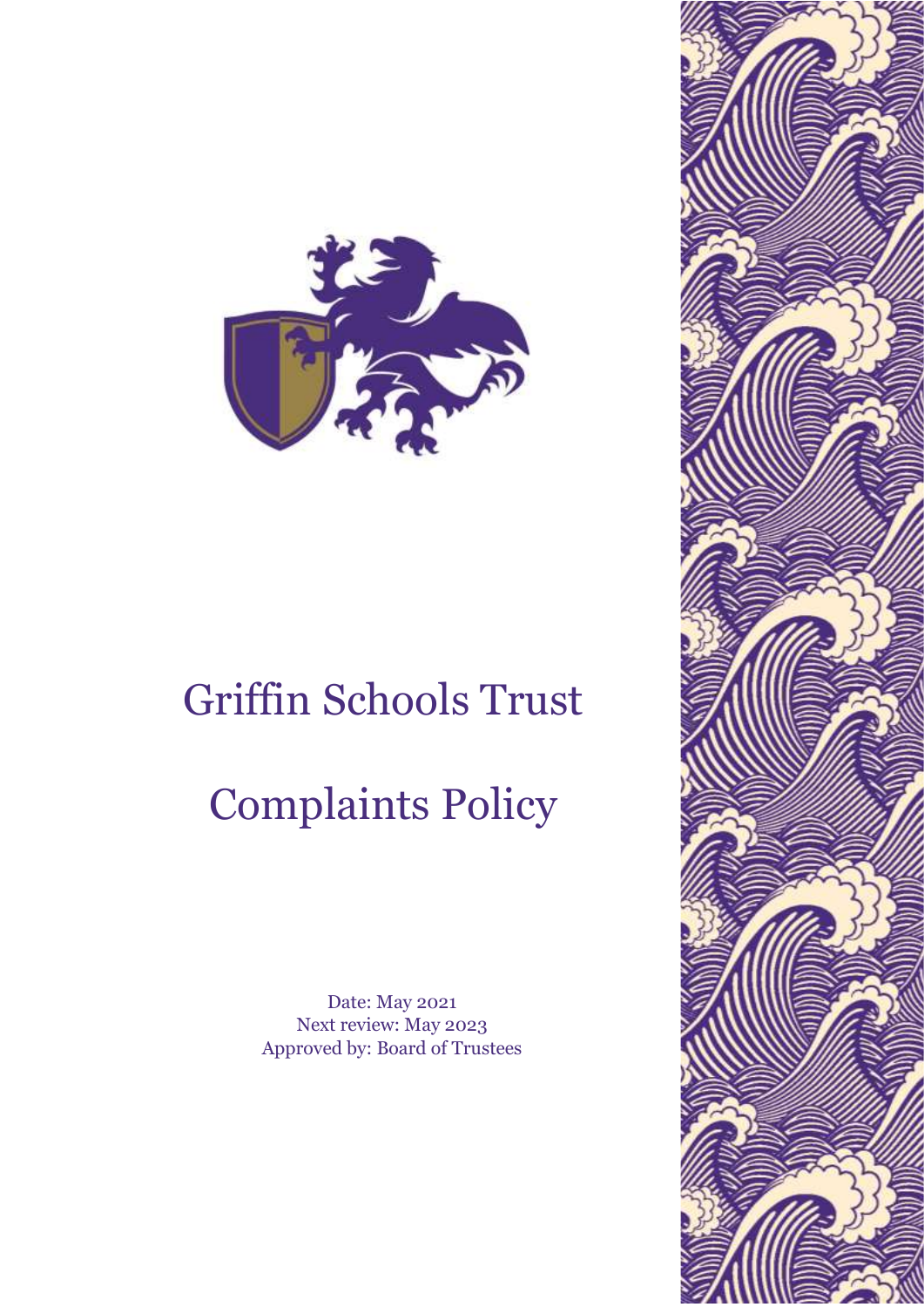# Griffin Schools Trust

# Complaints Policy

Date: May 2021
Next review: May 2023
Approved by: Board of Trustees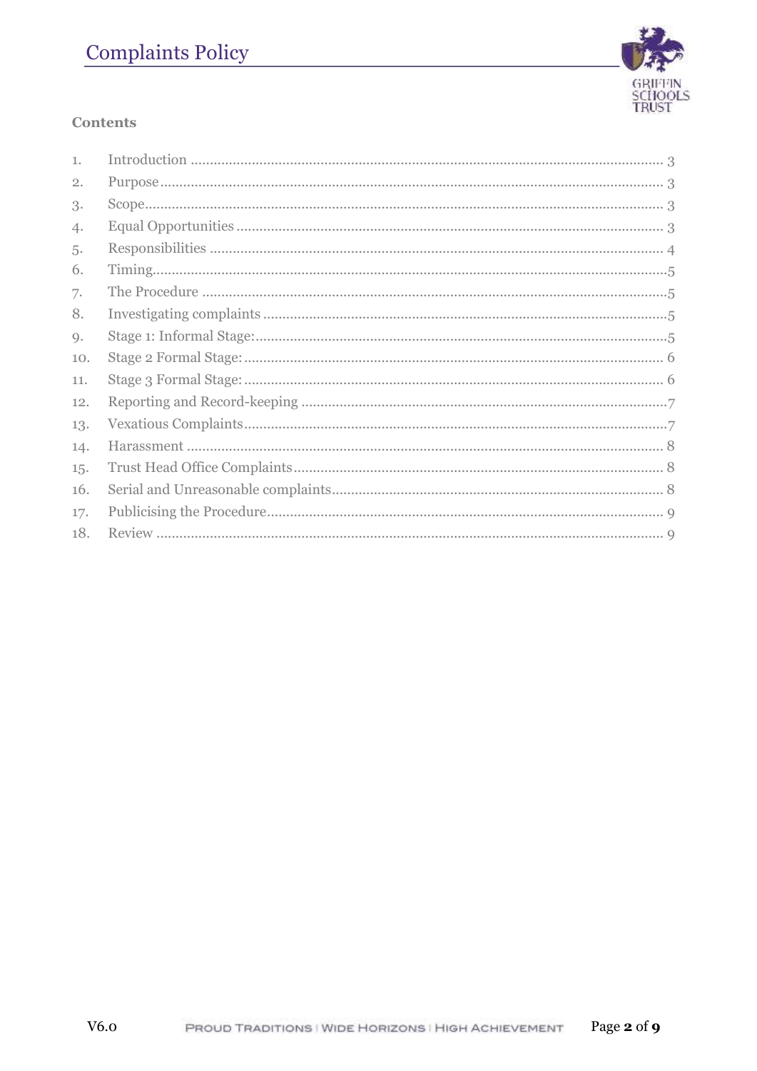## Contents

1. Introduction ........ 3
2. Purpose ........ 3
3. Scope ........ 3
4. Equal Opportunities ........ 3
5. Responsibilities ........ 4
6. Timing ........ 5
7. The Procedure ........ 5
8. Investigating complaints ........ 5
9. Stage 1: Informal Stage: ........ 5
10. Stage 2 Formal Stage: ........ 6
11. Stage 3 Formal Stage: ........ 6
12. Reporting and Record-keeping ........ 7
13. Vexatious Complaints ........ 7
14. Harassment ........ 8
15. Trust Head Office Complaints ........ 8
16. Serial and Unreasonable complaints ........ 8
17. Publicising the Procedure ........ 9
18. Review ........ 9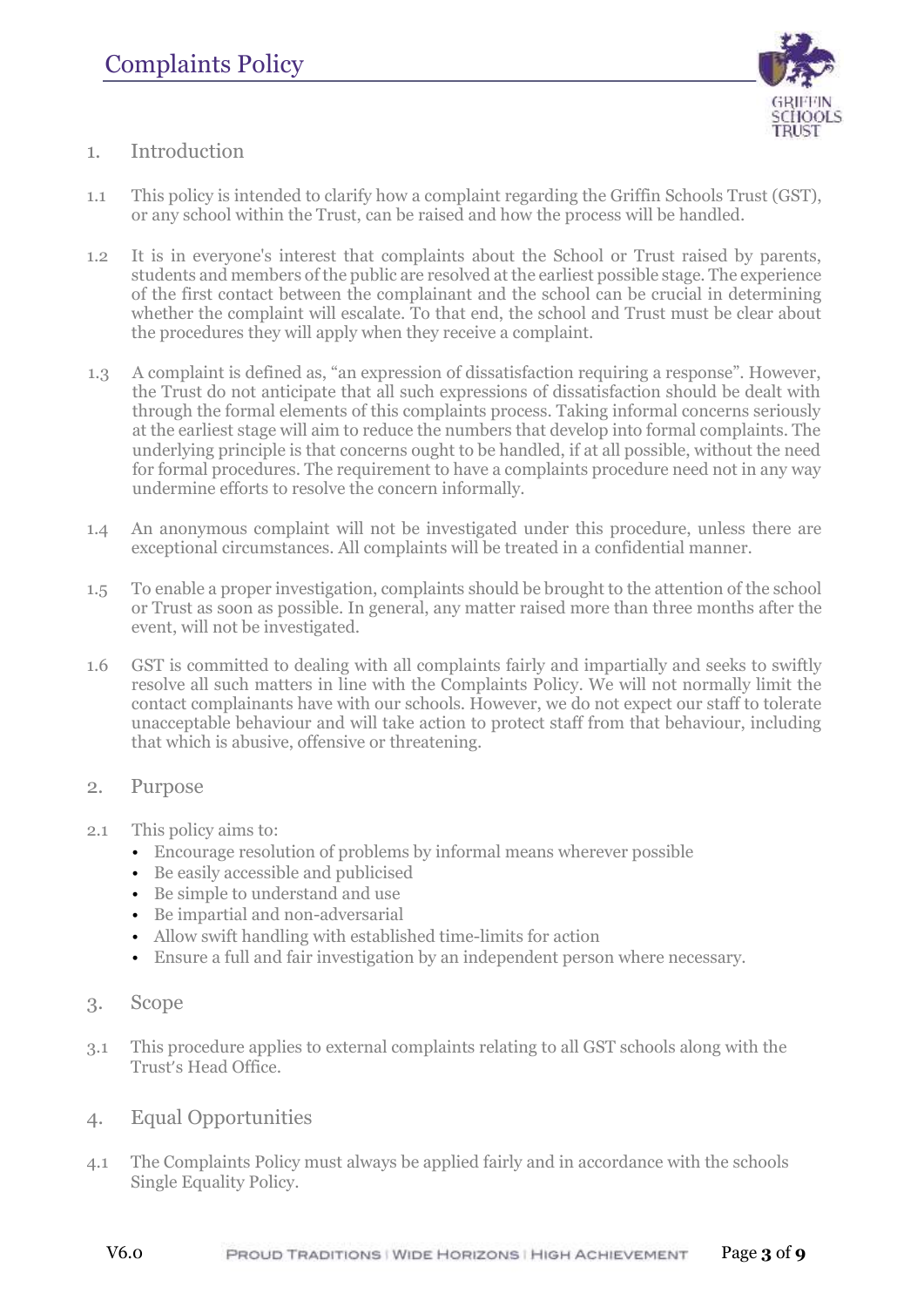# Complaints Policy

## 1. Introduction

1.1 This policy is intended to clarify how a complaint regarding the Griffin Schools Trust (GST), or any school within the Trust, can be raised and how the process will be handled.

1.2 It is in everyone's interest that complaints about the School or Trust raised by parents, students and members of the public are resolved at the earliest possible stage. The experience of the first contact between the complainant and the school can be crucial in determining whether the complaint will escalate. To that end, the school and Trust must be clear about the procedures they will apply when they receive a complaint.

1.3 A complaint is defined as, "an expression of dissatisfaction requiring a response". However, the Trust do not anticipate that all such expressions of dissatisfaction should be dealt with through the formal elements of this complaints process. Taking informal concerns seriously at the earliest stage will aim to reduce the numbers that develop into formal complaints. The underlying principle is that concerns ought to be handled, if at all possible, without the need for formal procedures. The requirement to have a complaints procedure need not in any way undermine efforts to resolve the concern informally.

1.4 An anonymous complaint will not be investigated under this procedure, unless there are exceptional circumstances. All complaints will be treated in a confidential manner.

1.5 To enable a proper investigation, complaints should be brought to the attention of the school or Trust as soon as possible. In general, any matter raised more than three months after the event, will not be investigated.

1.6 GST is committed to dealing with all complaints fairly and impartially and seeks to swiftly resolve all such matters in line with the Complaints Policy. We will not normally limit the contact complainants have with our schools. However, we do not expect our staff to tolerate unacceptable behaviour and will take action to protect staff from that behaviour, including that which is abusive, offensive or threatening.

## 2. Purpose

2.1 This policy aims to:

- Encourage resolution of problems by informal means wherever possible
- Be easily accessible and publicised
- Be simple to understand and use
- Be impartial and non-adversarial
- Allow swift handling with established time-limits for action
- Ensure a full and fair investigation by an independent person where necessary.

## 3. Scope

3.1 This procedure applies to external complaints relating to all GST schools along with the Trust's Head Office.

## 4. Equal Opportunities

4.1 The Complaints Policy must always be applied fairly and in accordance with the schools Single Equality Policy.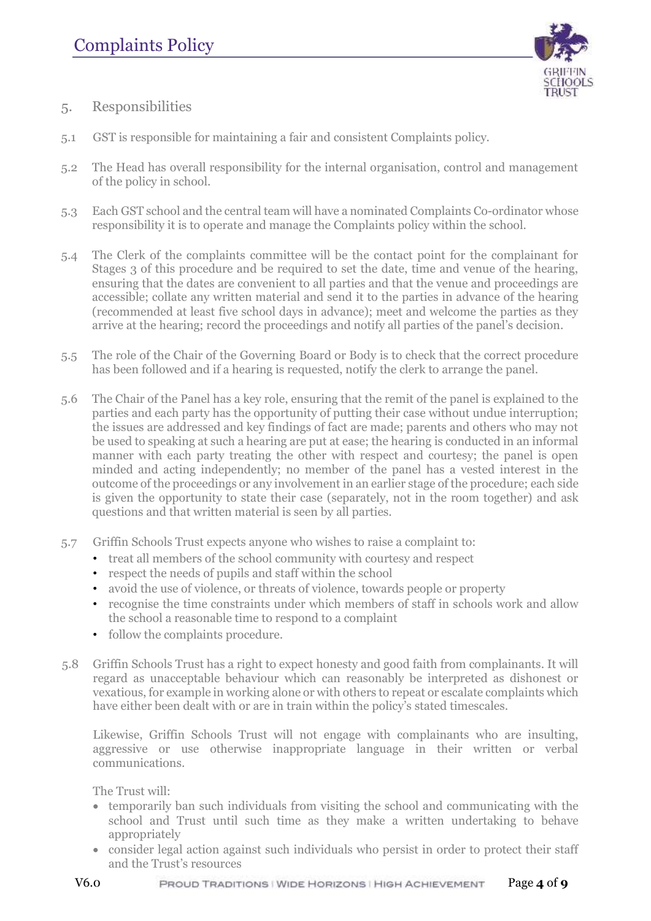## 5. Responsibilities

5.1 GST is responsible for maintaining a fair and consistent Complaints policy.

5.2 The Head has overall responsibility for the internal organisation, control and management of the policy in school.

5.3 Each GST school and the central team will have a nominated Complaints Co-ordinator whose responsibility it is to operate and manage the Complaints policy within the school.

5.4 The Clerk of the complaints committee will be the contact point for the complainant for Stages 3 of this procedure and be required to set the date, time and venue of the hearing, ensuring that the dates are convenient to all parties and that the venue and proceedings are accessible; collate any written material and send it to the parties in advance of the hearing (recommended at least five school days in advance); meet and welcome the parties as they arrive at the hearing; record the proceedings and notify all parties of the panel's decision.

5.5 The role of the Chair of the Governing Board or Body is to check that the correct procedure has been followed and if a hearing is requested, notify the clerk to arrange the panel.

5.6 The Chair of the Panel has a key role, ensuring that the remit of the panel is explained to the parties and each party has the opportunity of putting their case without undue interruption; the issues are addressed and key findings of fact are made; parents and others who may not be used to speaking at such a hearing are put at ease; the hearing is conducted in an informal manner with each party treating the other with respect and courtesy; the panel is open minded and acting independently; no member of the panel has a vested interest in the outcome of the proceedings or any involvement in an earlier stage of the procedure; each side is given the opportunity to state their case (separately, not in the room together) and ask questions and that written material is seen by all parties.

5.7 Griffin Schools Trust expects anyone who wishes to raise a complaint to:

- treat all members of the school community with courtesy and respect
- respect the needs of pupils and staff within the school
- avoid the use of violence, or threats of violence, towards people or property
- recognise the time constraints under which members of staff in schools work and allow the school a reasonable time to respond to a complaint
- follow the complaints procedure.

5.8 Griffin Schools Trust has a right to expect honesty and good faith from complainants. It will regard as unacceptable behaviour which can reasonably be interpreted as dishonest or vexatious, for example in working alone or with others to repeat or escalate complaints which have either been dealt with or are in train within the policy's stated timescales.

Likewise, Griffin Schools Trust will not engage with complainants who are insulting, aggressive or use otherwise inappropriate language in their written or verbal communications.

The Trust will:

- temporarily ban such individuals from visiting the school and communicating with the school and Trust until such time as they make a written undertaking to behave appropriately
- consider legal action against such individuals who persist in order to protect their staff and the Trust's resources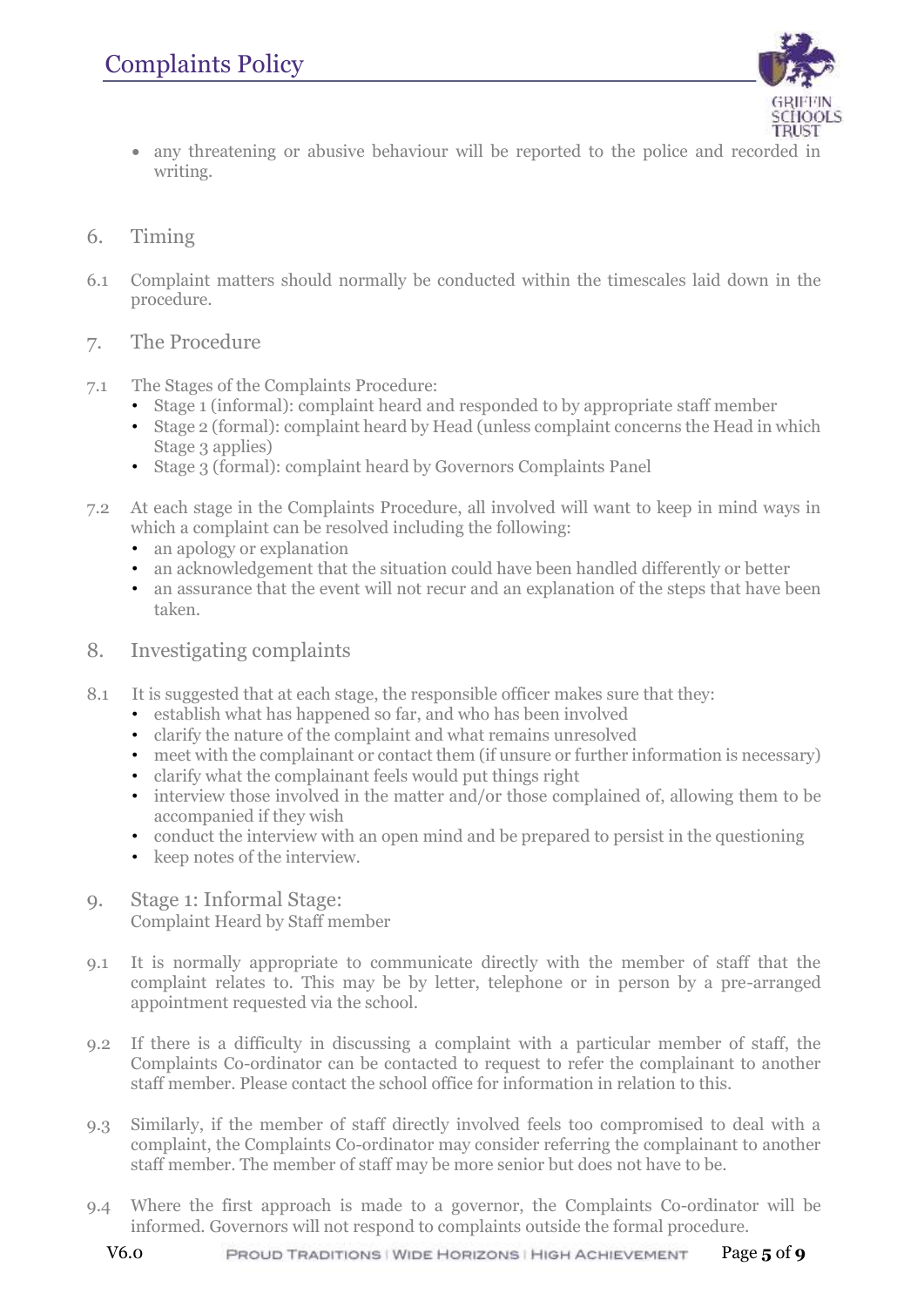- any threatening or abusive behaviour will be reported to the police and recorded in writing.

## 6. Timing

6.1 Complaint matters should normally be conducted within the timescales laid down in the procedure.

## 7. The Procedure

7.1 The Stages of the Complaints Procedure:

- Stage 1 (informal): complaint heard and responded to by appropriate staff member
- Stage 2 (formal): complaint heard by Head (unless complaint concerns the Head in which Stage 3 applies)
- Stage 3 (formal): complaint heard by Governors Complaints Panel

7.2 At each stage in the Complaints Procedure, all involved will want to keep in mind ways in which a complaint can be resolved including the following:

- an apology or explanation
- an acknowledgement that the situation could have been handled differently or better
- an assurance that the event will not recur and an explanation of the steps that have been taken.

## 8. Investigating complaints

8.1 It is suggested that at each stage, the responsible officer makes sure that they:

- establish what has happened so far, and who has been involved
- clarify the nature of the complaint and what remains unresolved
- meet with the complainant or contact them (if unsure or further information is necessary)
- clarify what the complainant feels would put things right
- interview those involved in the matter and/or those complained of, allowing them to be accompanied if they wish
- conduct the interview with an open mind and be prepared to persist in the questioning
- keep notes of the interview.

## 9. Stage 1: Informal Stage:
Complaint Heard by Staff member

9.1 It is normally appropriate to communicate directly with the member of staff that the complaint relates to. This may be by letter, telephone or in person by a pre-arranged appointment requested via the school.

9.2 If there is a difficulty in discussing a complaint with a particular member of staff, the Complaints Co-ordinator can be contacted to request to refer the complainant to another staff member. Please contact the school office for information in relation to this.

9.3 Similarly, if the member of staff directly involved feels too compromised to deal with a complaint, the Complaints Co-ordinator may consider referring the complainant to another staff member. The member of staff may be more senior but does not have to be.

9.4 Where the first approach is made to a governor, the Complaints Co-ordinator will be informed. Governors will not respond to complaints outside the formal procedure.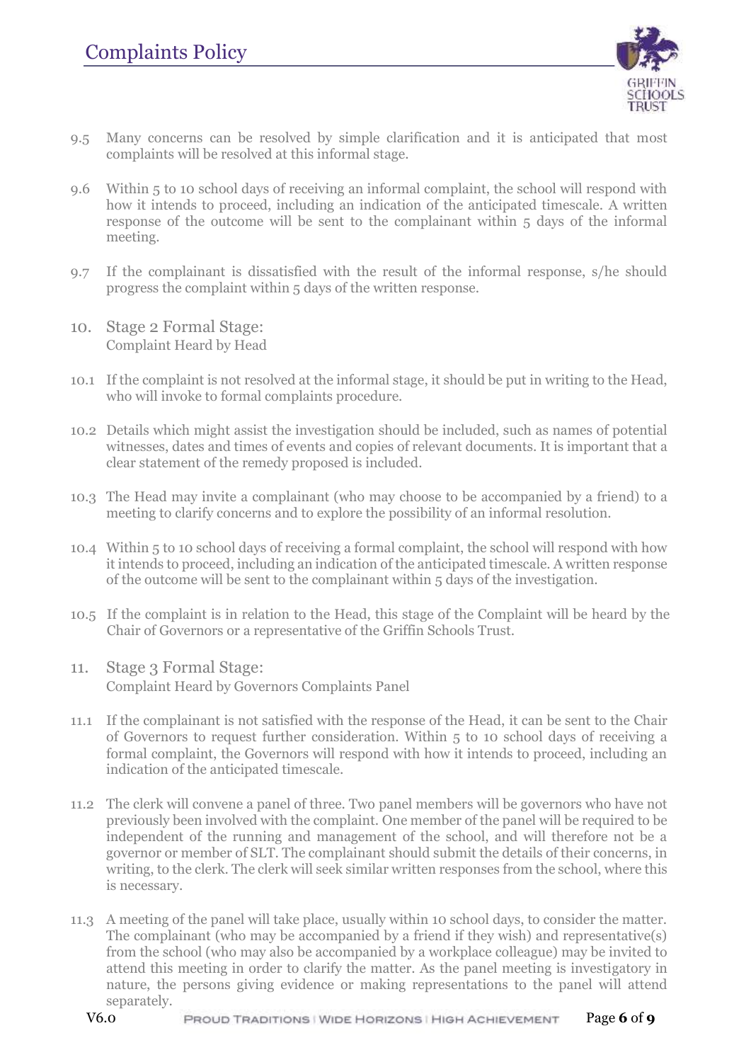9.5 Many concerns can be resolved by simple clarification and it is anticipated that most complaints will be resolved at this informal stage.

9.6 Within 5 to 10 school days of receiving an informal complaint, the school will respond with how it intends to proceed, including an indication of the anticipated timescale. A written response of the outcome will be sent to the complainant within 5 days of the informal meeting.

9.7 If the complainant is dissatisfied with the result of the informal response, s/he should progress the complaint within 5 days of the written response.

## 10. Stage 2 Formal Stage: Complaint Heard by Head

10.1 If the complaint is not resolved at the informal stage, it should be put in writing to the Head, who will invoke to formal complaints procedure.

10.2 Details which might assist the investigation should be included, such as names of potential witnesses, dates and times of events and copies of relevant documents. It is important that a clear statement of the remedy proposed is included.

10.3 The Head may invite a complainant (who may choose to be accompanied by a friend) to a meeting to clarify concerns and to explore the possibility of an informal resolution.

10.4 Within 5 to 10 school days of receiving a formal complaint, the school will respond with how it intends to proceed, including an indication of the anticipated timescale. A written response of the outcome will be sent to the complainant within 5 days of the investigation.

10.5 If the complaint is in relation to the Head, this stage of the Complaint will be heard by the Chair of Governors or a representative of the Griffin Schools Trust.

## 11. Stage 3 Formal Stage: Complaint Heard by Governors Complaints Panel

11.1 If the complainant is not satisfied with the response of the Head, it can be sent to the Chair of Governors to request further consideration. Within 5 to 10 school days of receiving a formal complaint, the Governors will respond with how it intends to proceed, including an indication of the anticipated timescale.

11.2 The clerk will convene a panel of three. Two panel members will be governors who have not previously been involved with the complaint. One member of the panel will be required to be independent of the running and management of the school, and will therefore not be a governor or member of SLT. The complainant should submit the details of their concerns, in writing, to the clerk. The clerk will seek similar written responses from the school, where this is necessary.

11.3 A meeting of the panel will take place, usually within 10 school days, to consider the matter. The complainant (who may be accompanied by a friend if they wish) and representative(s) from the school (who may also be accompanied by a workplace colleague) may be invited to attend this meeting in order to clarify the matter. As the panel meeting is investigatory in nature, the persons giving evidence or making representations to the panel will attend separately.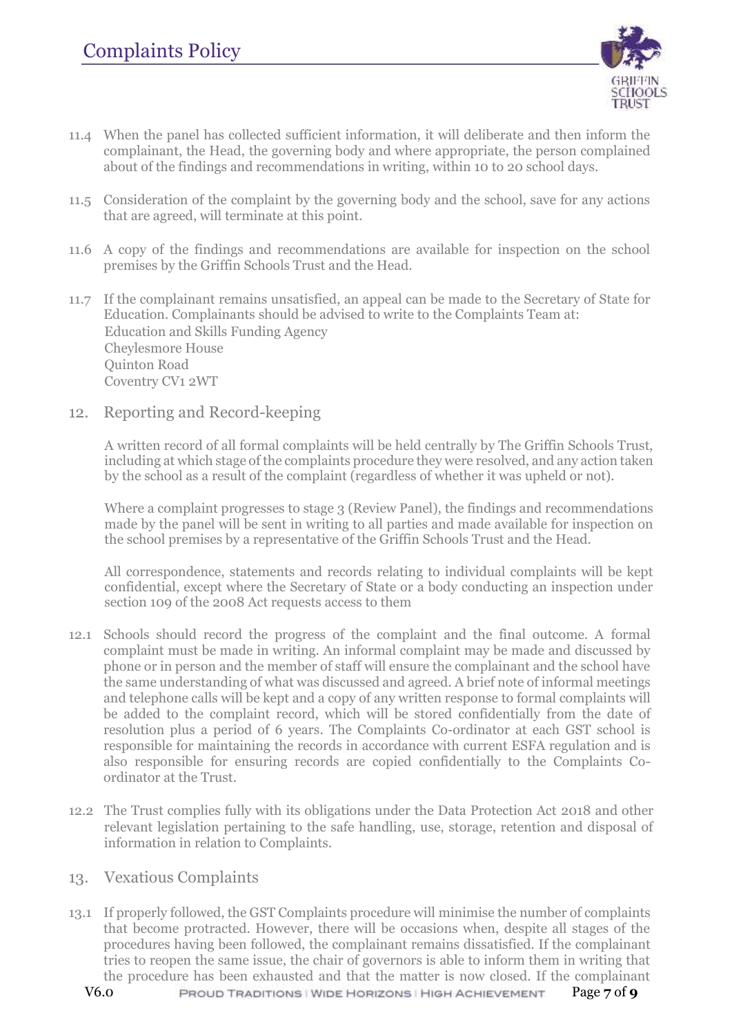11.4 When the panel has collected sufficient information, it will deliberate and then inform the complainant, the Head, the governing body and where appropriate, the person complained about of the findings and recommendations in writing, within 10 to 20 school days.

11.5 Consideration of the complaint by the governing body and the school, save for any actions that are agreed, will terminate at this point.

11.6 A copy of the findings and recommendations are available for inspection on the school premises by the Griffin Schools Trust and the Head.

11.7 If the complainant remains unsatisfied, an appeal can be made to the Secretary of State for Education. Complainants should be advised to write to the Complaints Team at:
Education and Skills Funding Agency
Cheylesmore House
Quinton Road
Coventry CV1 2WT

## 12. Reporting and Record-keeping

A written record of all formal complaints will be held centrally by The Griffin Schools Trust, including at which stage of the complaints procedure they were resolved, and any action taken by the school as a result of the complaint (regardless of whether it was upheld or not).

Where a complaint progresses to stage 3 (Review Panel), the findings and recommendations made by the panel will be sent in writing to all parties and made available for inspection on the school premises by a representative of the Griffin Schools Trust and the Head.

All correspondence, statements and records relating to individual complaints will be kept confidential, except where the Secretary of State or a body conducting an inspection under section 109 of the 2008 Act requests access to them

12.1 Schools should record the progress of the complaint and the final outcome. A formal complaint must be made in writing. An informal complaint may be made and discussed by phone or in person and the member of staff will ensure the complainant and the school have the same understanding of what was discussed and agreed. A brief note of informal meetings and telephone calls will be kept and a copy of any written response to formal complaints will be added to the complaint record, which will be stored confidentially from the date of resolution plus a period of 6 years. The Complaints Co-ordinator at each GST school is responsible for maintaining the records in accordance with current ESFA regulation and is also responsible for ensuring records are copied confidentially to the Complaints Co-ordinator at the Trust.

12.2 The Trust complies fully with its obligations under the Data Protection Act 2018 and other relevant legislation pertaining to the safe handling, use, storage, retention and disposal of information in relation to Complaints.

## 13. Vexatious Complaints

13.1 If properly followed, the GST Complaints procedure will minimise the number of complaints that become protracted. However, there will be occasions when, despite all stages of the procedures having been followed, the complainant remains dissatisfied. If the complainant tries to reopen the same issue, the chair of governors is able to inform them in writing that the procedure has been exhausted and that the matter is now closed. If the complainant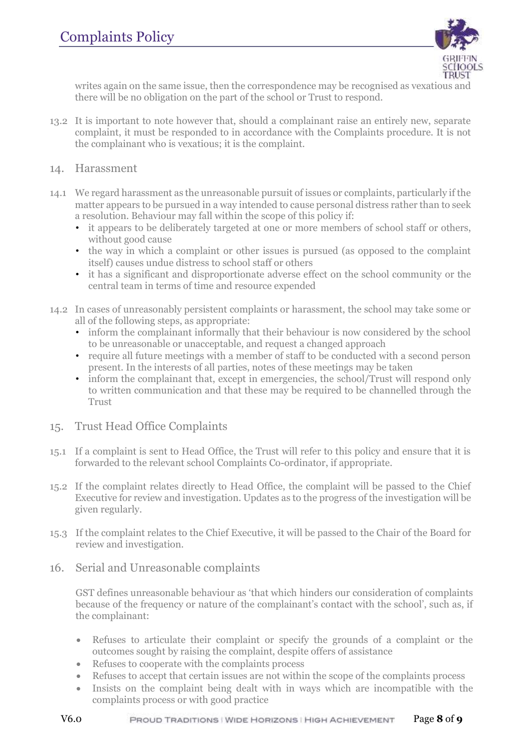writes again on the same issue, then the correspondence may be recognised as vexatious and there will be no obligation on the part of the school or Trust to respond.

13.2 It is important to note however that, should a complainant raise an entirely new, separate complaint, it must be responded to in accordance with the Complaints procedure. It is not the complainant who is vexatious; it is the complaint.

## 14. Harassment

14.1 We regard harassment as the unreasonable pursuit of issues or complaints, particularly if the matter appears to be pursued in a way intended to cause personal distress rather than to seek a resolution. Behaviour may fall within the scope of this policy if:

- it appears to be deliberately targeted at one or more members of school staff or others, without good cause
- the way in which a complaint or other issues is pursued (as opposed to the complaint itself) causes undue distress to school staff or others
- it has a significant and disproportionate adverse effect on the school community or the central team in terms of time and resource expended

14.2 In cases of unreasonably persistent complaints or harassment, the school may take some or all of the following steps, as appropriate:

- inform the complainant informally that their behaviour is now considered by the school to be unreasonable or unacceptable, and request a changed approach
- require all future meetings with a member of staff to be conducted with a second person present. In the interests of all parties, notes of these meetings may be taken
- inform the complainant that, except in emergencies, the school/Trust will respond only to written communication and that these may be required to be channelled through the Trust

## 15. Trust Head Office Complaints

15.1 If a complaint is sent to Head Office, the Trust will refer to this policy and ensure that it is forwarded to the relevant school Complaints Co-ordinator, if appropriate.

15.2 If the complaint relates directly to Head Office, the complaint will be passed to the Chief Executive for review and investigation. Updates as to the progress of the investigation will be given regularly.

15.3 If the complaint relates to the Chief Executive, it will be passed to the Chair of the Board for review and investigation.

## 16. Serial and Unreasonable complaints

GST defines unreasonable behaviour as 'that which hinders our consideration of complaints because of the frequency or nature of the complainant's contact with the school', such as, if the complainant:

- Refuses to articulate their complaint or specify the grounds of a complaint or the outcomes sought by raising the complaint, despite offers of assistance
- Refuses to cooperate with the complaints process
- Refuses to accept that certain issues are not within the scope of the complaints process
- Insists on the complaint being dealt with in ways which are incompatible with the complaints process or with good practice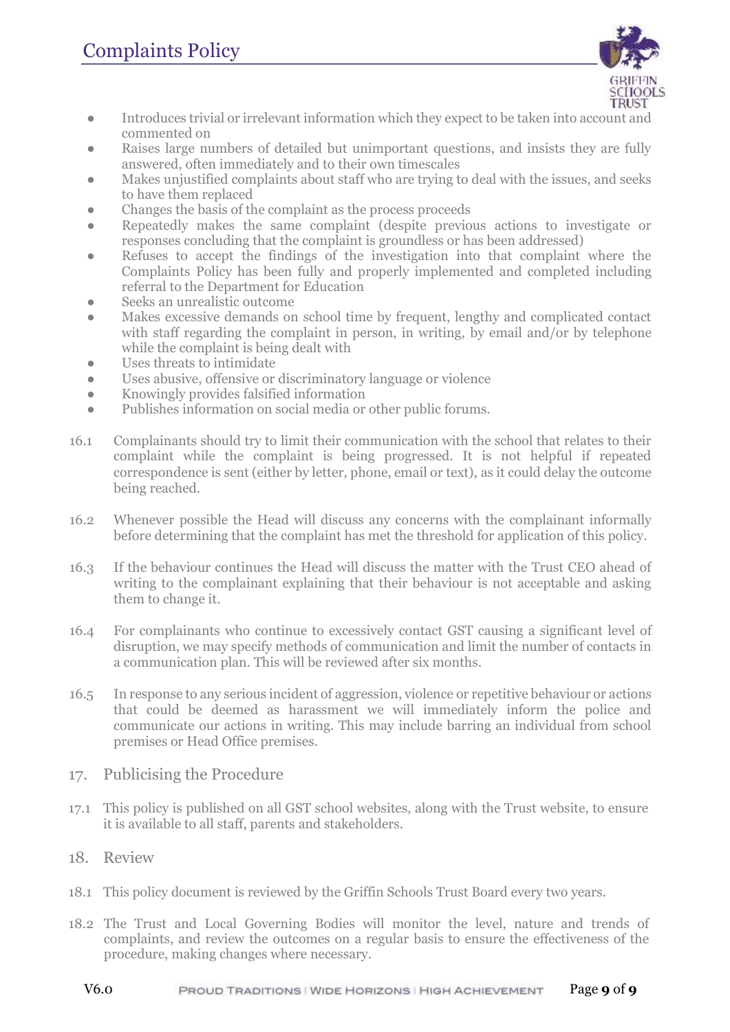- Introduces trivial or irrelevant information which they expect to be taken into account and commented on
- Raises large numbers of detailed but unimportant questions, and insists they are fully answered, often immediately and to their own timescales
- Makes unjustified complaints about staff who are trying to deal with the issues, and seeks to have them replaced
- Changes the basis of the complaint as the process proceeds
- Repeatedly makes the same complaint (despite previous actions to investigate or responses concluding that the complaint is groundless or has been addressed)
- Refuses to accept the findings of the investigation into that complaint where the Complaints Policy has been fully and properly implemented and completed including referral to the Department for Education
- Seeks an unrealistic outcome
- Makes excessive demands on school time by frequent, lengthy and complicated contact with staff regarding the complaint in person, in writing, by email and/or by telephone while the complaint is being dealt with
- Uses threats to intimidate
- Uses abusive, offensive or discriminatory language or violence
- Knowingly provides falsified information
- Publishes information on social media or other public forums.

16.1 Complainants should try to limit their communication with the school that relates to their complaint while the complaint is being progressed. It is not helpful if repeated correspondence is sent (either by letter, phone, email or text), as it could delay the outcome being reached.

16.2 Whenever possible the Head will discuss any concerns with the complainant informally before determining that the complaint has met the threshold for application of this policy.

16.3 If the behaviour continues the Head will discuss the matter with the Trust CEO ahead of writing to the complainant explaining that their behaviour is not acceptable and asking them to change it.

16.4 For complainants who continue to excessively contact GST causing a significant level of disruption, we may specify methods of communication and limit the number of contacts in a communication plan. This will be reviewed after six months.

16.5 In response to any serious incident of aggression, violence or repetitive behaviour or actions that could be deemed as harassment we will immediately inform the police and communicate our actions in writing. This may include barring an individual from school premises or Head Office premises.

## 17. Publicising the Procedure

17.1 This policy is published on all GST school websites, along with the Trust website, to ensure it is available to all staff, parents and stakeholders.

## 18. Review

18.1 This policy document is reviewed by the Griffin Schools Trust Board every two years.

18.2 The Trust and Local Governing Bodies will monitor the level, nature and trends of complaints, and review the outcomes on a regular basis to ensure the effectiveness of the procedure, making changes where necessary.